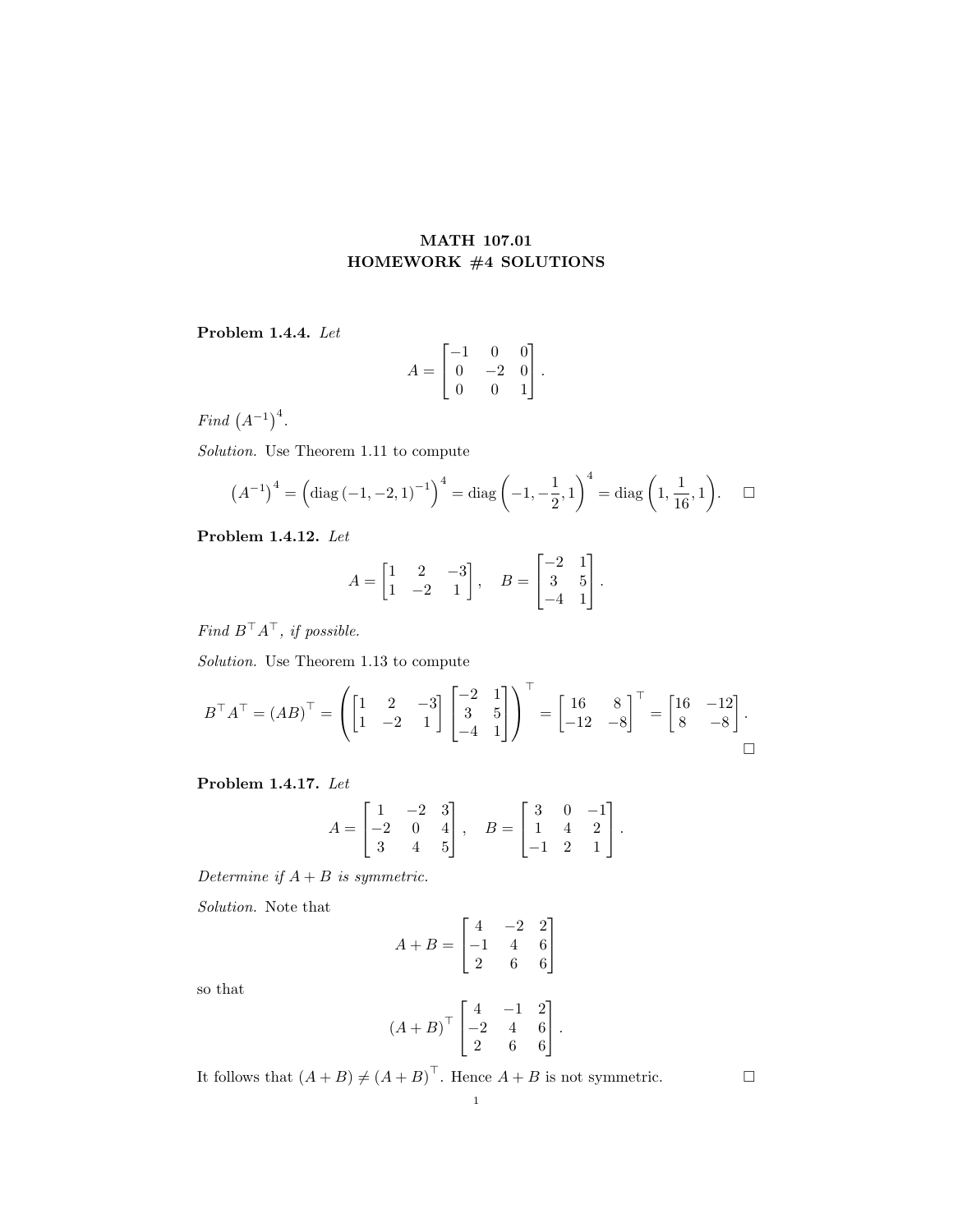# MATH 107.01
# HOMEWORK #4 SOLUTIONS

**Problem 1.4.4.** *Let*

$$A = \begin{bmatrix} -1 & 0 & 0 \\ 0 & -2 & 0 \\ 0 & 0 & 1 \end{bmatrix}.$$

*Find* $\left(A^{-1}\right)^4$.

*Solution.* Use Theorem 1.11 to compute

$$\left(A^{-1}\right)^4 = \left(\operatorname{diag}\left(-1, -2, 1\right)^{-1}\right)^4 = \operatorname{diag}\left(-1, -\frac{1}{2}, 1\right)^4 = \operatorname{diag}\left(1, \frac{1}{16}, 1\right). \qquad \square$$

**Problem 1.4.12.** *Let*

$$A = \begin{bmatrix} 1 & 2 & -3 \\ 1 & -2 & 1 \end{bmatrix}, \quad B = \begin{bmatrix} -2 & 1 \\ 3 & 5 \\ -4 & 1 \end{bmatrix}.$$

*Find* $B^\top A^\top$*, if possible.*

*Solution.* Use Theorem 1.13 to compute

$$B^\top A^\top = (AB)^\top = \left( \begin{bmatrix} 1 & 2 & -3 \\ 1 & -2 & 1 \end{bmatrix} \begin{bmatrix} -2 & 1 \\ 3 & 5 \\ -4 & 1 \end{bmatrix} \right)^\top = \begin{bmatrix} 16 & 8 \\ -12 & -8 \end{bmatrix}^\top = \begin{bmatrix} 16 & -12 \\ 8 & -8 \end{bmatrix}.$$

$\square$

**Problem 1.4.17.** *Let*

$$A = \begin{bmatrix} 1 & -2 & 3 \\ -2 & 0 & 4 \\ 3 & 4 & 5 \end{bmatrix}, \quad B = \begin{bmatrix} 3 & 0 & -1 \\ 1 & 4 & 2 \\ -1 & 2 & 1 \end{bmatrix}.$$

*Determine if* $A + B$ *is symmetric.*

*Solution.* Note that

$$A + B = \begin{bmatrix} 4 & -2 & 2 \\ -1 & 4 & 6 \\ 2 & 6 & 6 \end{bmatrix}$$

so that

$$(A+B)^\top \begin{bmatrix} 4 & -1 & 2 \\ -2 & 4 & 6 \\ 2 & 6 & 6 \end{bmatrix}.$$

It follows that $(A + B) \neq (A + B)^\top$. Hence $A + B$ is not symmetric. $\square$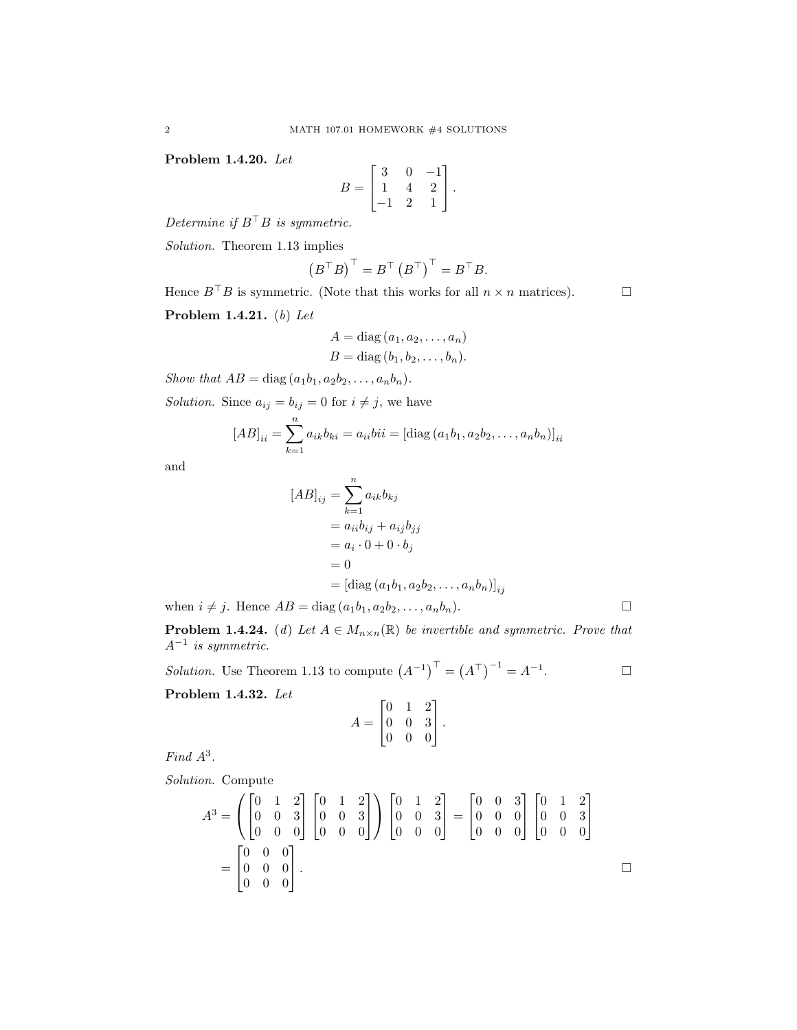**Problem 1.4.20.** *Let*

$$B = \begin{bmatrix} 3 & 0 & -1 \\ 1 & 4 & 2 \\ -1 & 2 & 1 \end{bmatrix}.$$

*Determine if $B^\top B$ is symmetric.*

*Solution.* Theorem 1.13 implies

$$\left(B^\top B\right)^\top = B^\top \left(B^\top\right)^\top = B^\top B.$$

Hence $B^\top B$ is symmetric. (Note that this works for all $n \times n$ matrices). $\square$

**Problem 1.4.21.** $(b)$ *Let*

$$A = \operatorname{diag}(a_1, a_2, \ldots, a_n)$$
$$B = \operatorname{diag}(b_1, b_2, \ldots, b_n).$$

*Show that $AB = \operatorname{diag}(a_1 b_1, a_2 b_2, \ldots, a_n b_n)$.*

*Solution.* Since $a_{ij} = b_{ij} = 0$ for $i \neq j$, we have

$$[AB]_{ii} = \sum_{k=1}^{n} a_{ik} b_{ki} = a_{ii} bii = [\operatorname{diag}(a_1 b_1, a_2 b_2, \ldots, a_n b_n)]_{ii}$$

and

$$\begin{aligned} [AB]_{ij} &= \sum_{k=1}^{n} a_{ik} b_{kj} \\ &= a_{ii} b_{ij} + a_{ij} b_{jj} \\ &= a_i \cdot 0 + 0 \cdot b_j \\ &= 0 \\ &= [\operatorname{diag}(a_1 b_1, a_2 b_2, \ldots, a_n b_n)]_{ij} \end{aligned}$$

when $i \neq j$. Hence $AB = \operatorname{diag}(a_1 b_1, a_2 b_2, \ldots, a_n b_n)$. $\square$

**Problem 1.4.24.** $(d)$ *Let $A \in M_{n \times n}(\mathbb{R})$ be invertible and symmetric. Prove that $A^{-1}$ is symmetric.*

*Solution.* Use Theorem 1.13 to compute $\left(A^{-1}\right)^\top = \left(A^\top\right)^{-1} = A^{-1}$. $\square$

**Problem 1.4.32.** *Let*

$$A = \begin{bmatrix} 0 & 1 & 2 \\ 0 & 0 & 3 \\ 0 & 0 & 0 \end{bmatrix}.$$

*Find $A^3$.*

*Solution.* Compute

$$\begin{aligned} A^3 &= \left( \begin{bmatrix} 0 & 1 & 2 \\ 0 & 0 & 3 \\ 0 & 0 & 0 \end{bmatrix} \begin{bmatrix} 0 & 1 & 2 \\ 0 & 0 & 3 \\ 0 & 0 & 0 \end{bmatrix} \right) \begin{bmatrix} 0 & 1 & 2 \\ 0 & 0 & 3 \\ 0 & 0 & 0 \end{bmatrix} = \begin{bmatrix} 0 & 0 & 3 \\ 0 & 0 & 0 \\ 0 & 0 & 0 \end{bmatrix} \begin{bmatrix} 0 & 1 & 2 \\ 0 & 0 & 3 \\ 0 & 0 & 0 \end{bmatrix} \\ &= \begin{bmatrix} 0 & 0 & 0 \\ 0 & 0 & 0 \\ 0 & 0 & 0 \end{bmatrix}. \end{aligned}$$

$\square$